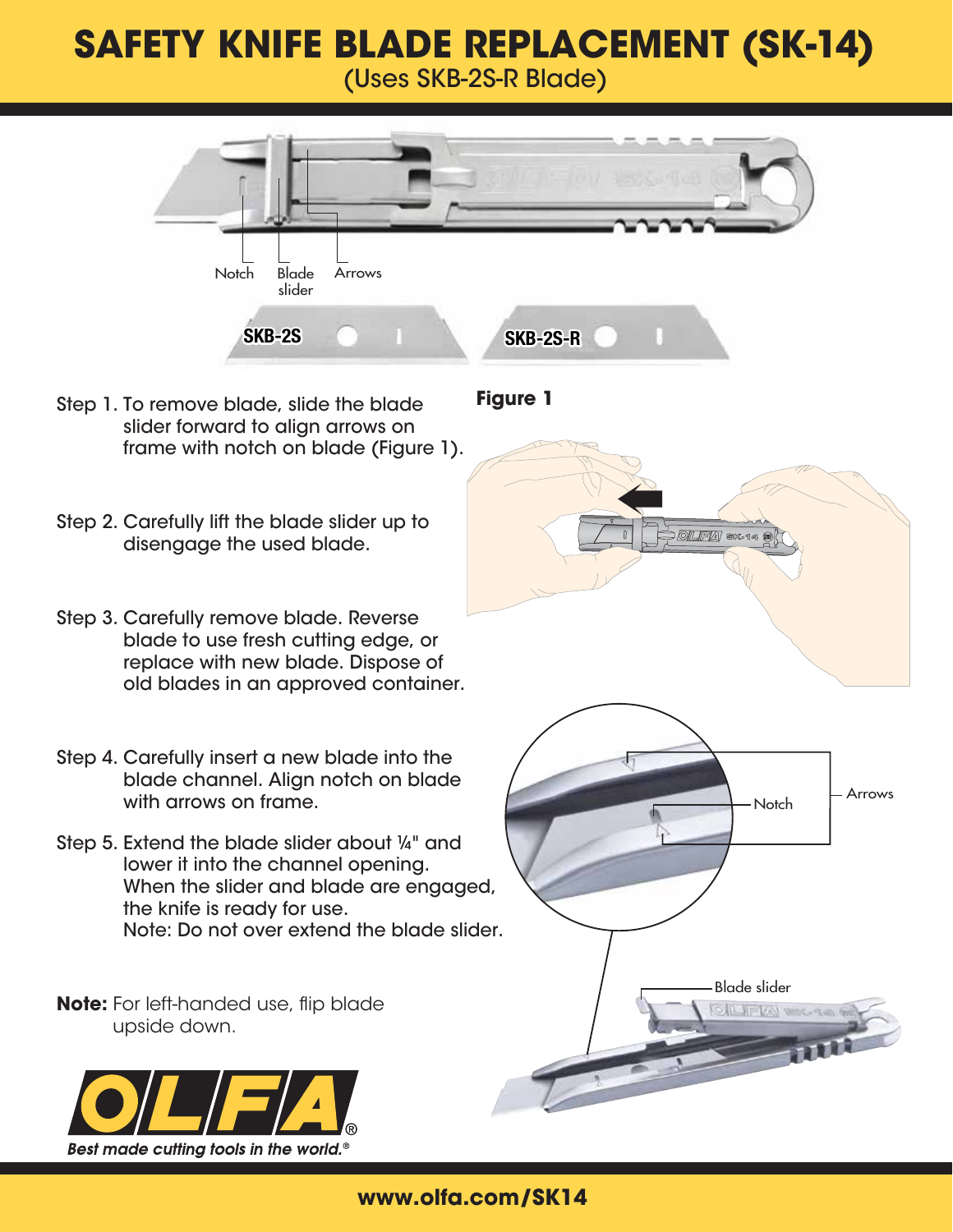# SAFETY KNIFE BLADE REPLACEMENT (SK-14)

(Uses SKB-2S-R Blade)

Notch | Blade slider | Arrows

SKB-2S | SKB-2S-R

Step 1. To remove blade, slide the blade slider forward to align arrows on frame with notch on blade (Figure 1).

Step 2. Carefully lift the blade slider up to disengage the used blade.

Step 3. Carefully remove blade. Reverse blade to use fresh cutting edge, or replace with new blade. Dispose of old blades in an approved container.

Step 4. Carefully insert a new blade into the blade channel. Align notch on blade with arrows on frame.

Step 5. Extend the blade slider about ¼" and lower it into the channel opening. When the slider and blade are engaged, the knife is ready for use. Note: Do not over extend the blade slider.

**Note:** For left-handed use, flip blade upside down.

**Figure 1**

Notch | Arrows | Blade slider

*Best made cutting tools in the world.®*

**www.olfa.com/SK14**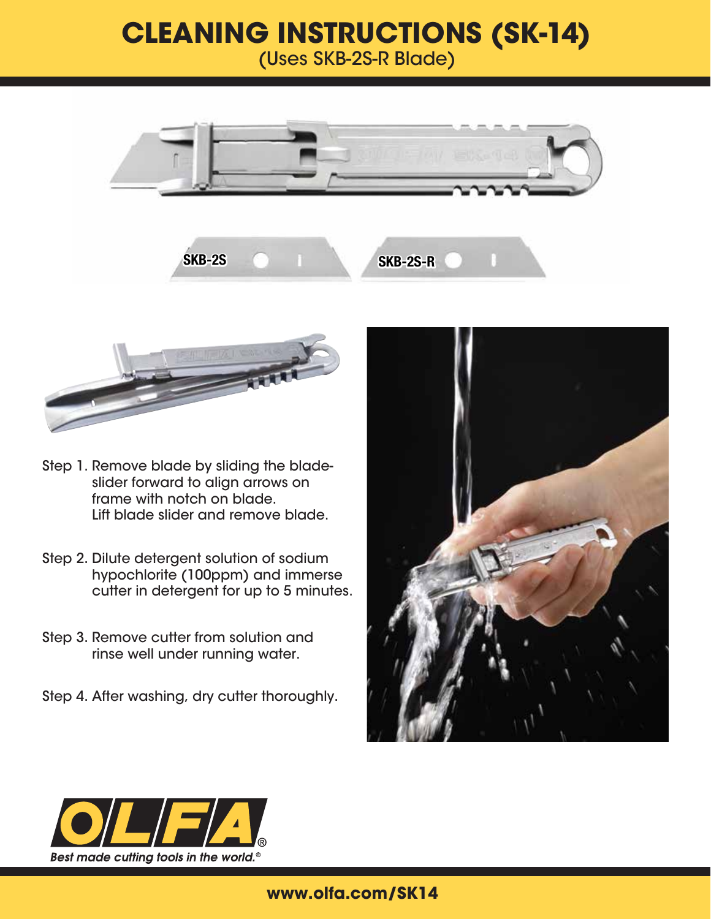# CLEANING INSTRUCTIONS (SK-14)

(Uses SKB-2S-R Blade)

SKB-2S

SKB-2S-R

Step 1. Remove blade by sliding the blade-slider forward to align arrows on frame with notch on blade. Lift blade slider and remove blade.

Step 2. Dilute detergent solution of sodium hypochlorite (100ppm) and immerse cutter in detergent for up to 5 minutes.

Step 3. Remove cutter from solution and rinse well under running water.

Step 4. After washing, dry cutter thoroughly.

OLFA®

*Best made cutting tools in the world.®*

**www.olfa.com/SK14**